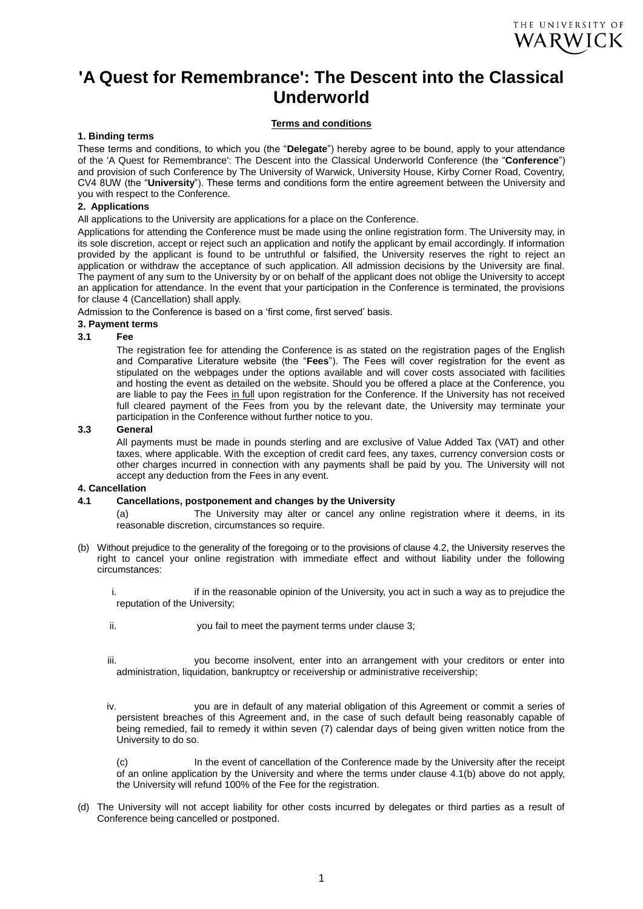# 'A Quest for Remembrance': The Descent into the Classical Underworld

**Terms and conditions**

**1. Binding terms**

These terms and conditions, to which you (the "**Delegate**") hereby agree to be bound, apply to your attendance of the 'A Quest for Remembrance': The Descent into the Classical Underworld Conference (the "**Conference**") and provision of such Conference by The University of Warwick, University House, Kirby Corner Road, Coventry, CV4 8UW (the "**University**"). These terms and conditions form the entire agreement between the University and you with respect to the Conference.

**2. Applications**

All applications to the University are applications for a place on the Conference.

Applications for attending the Conference must be made using the online registration form. The University may, in its sole discretion, accept or reject such an application and notify the applicant by email accordingly. If information provided by the applicant is found to be untruthful or falsified, the University reserves the right to reject an application or withdraw the acceptance of such application. All admission decisions by the University are final. The payment of any sum to the University by or on behalf of the applicant does not oblige the University to accept an application for attendance. In the event that your participation in the Conference is terminated, the provisions for clause 4 (Cancellation) shall apply.

Admission to the Conference is based on a 'first come, first served' basis.

**3. Payment terms**

**3.1 Fee**

The registration fee for attending the Conference is as stated on the registration pages of the English and Comparative Literature website (the "**Fees**"). The Fees will cover registration for the event as stipulated on the webpages under the options available and will cover costs associated with facilities and hosting the event as detailed on the website. Should you be offered a place at the Conference, you are liable to pay the Fees in full upon registration for the Conference. If the University has not received full cleared payment of the Fees from you by the relevant date, the University may terminate your participation in the Conference without further notice to you.

**3.3 General**

All payments must be made in pounds sterling and are exclusive of Value Added Tax (VAT) and other taxes, where applicable. With the exception of credit card fees, any taxes, currency conversion costs or other charges incurred in connection with any payments shall be paid by you. The University will not accept any deduction from the Fees in any event.

**4. Cancellation**

**4.1 Cancellations, postponement and changes by the University**

(a) The University may alter or cancel any online registration where it deems, in its reasonable discretion, circumstances so require.

(b) Without prejudice to the generality of the foregoing or to the provisions of clause 4.2, the University reserves the right to cancel your online registration with immediate effect and without liability under the following circumstances:

i. if in the reasonable opinion of the University, you act in such a way as to prejudice the reputation of the University;

ii. you fail to meet the payment terms under clause 3;

iii. you become insolvent, enter into an arrangement with your creditors or enter into administration, liquidation, bankruptcy or receivership or administrative receivership;

iv. you are in default of any material obligation of this Agreement or commit a series of persistent breaches of this Agreement and, in the case of such default being reasonably capable of being remedied, fail to remedy it within seven (7) calendar days of being given written notice from the University to do so.

(c) In the event of cancellation of the Conference made by the University after the receipt of an online application by the University and where the terms under clause 4.1(b) above do not apply, the University will refund 100% of the Fee for the registration.

(d) The University will not accept liability for other costs incurred by delegates or third parties as a result of Conference being cancelled or postponed.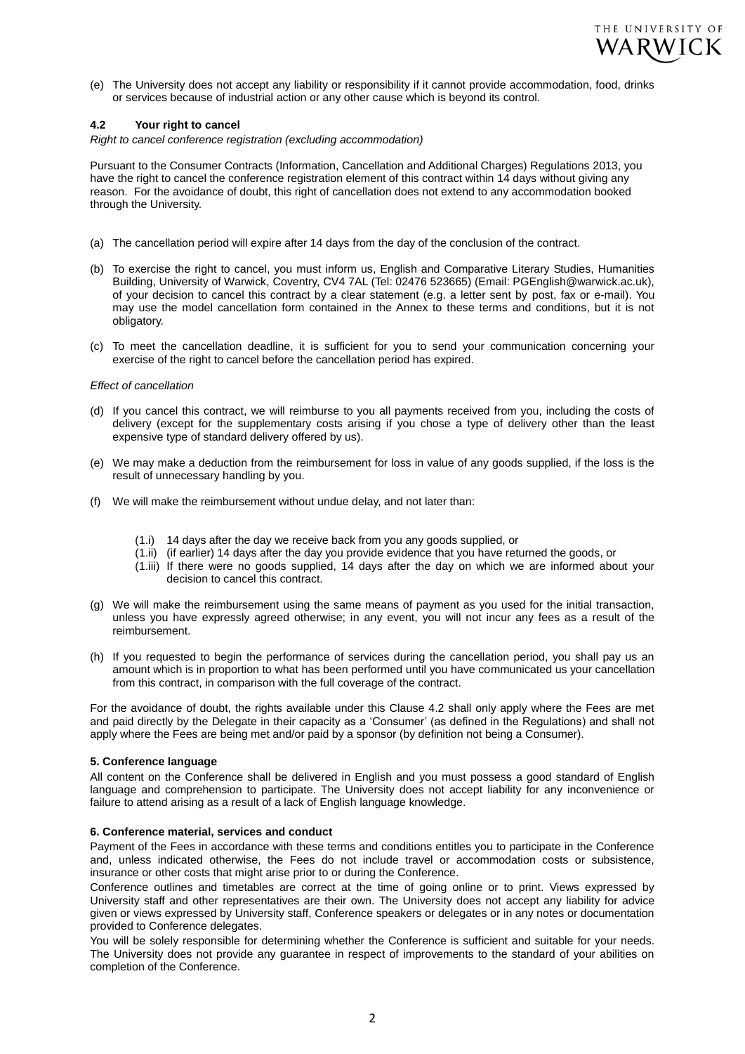(e) The University does not accept any liability or responsibility if it cannot provide accommodation, food, drinks or services because of industrial action or any other cause which is beyond its control.

**4.2 Your right to cancel**

*Right to cancel conference registration (excluding accommodation)*

Pursuant to the Consumer Contracts (Information, Cancellation and Additional Charges) Regulations 2013, you have the right to cancel the conference registration element of this contract within 14 days without giving any reason. For the avoidance of doubt, this right of cancellation does not extend to any accommodation booked through the University.

(a) The cancellation period will expire after 14 days from the day of the conclusion of the contract.

(b) To exercise the right to cancel, you must inform us, English and Comparative Literary Studies, Humanities Building, University of Warwick, Coventry, CV4 7AL (Tel: 02476 523665) (Email: PGEnglish@warwick.ac.uk), of your decision to cancel this contract by a clear statement (e.g. a letter sent by post, fax or e-mail). You may use the model cancellation form contained in the Annex to these terms and conditions, but it is not obligatory.

(c) To meet the cancellation deadline, it is sufficient for you to send your communication concerning your exercise of the right to cancel before the cancellation period has expired.

*Effect of cancellation*

(d) If you cancel this contract, we will reimburse to you all payments received from you, including the costs of delivery (except for the supplementary costs arising if you chose a type of delivery other than the least expensive type of standard delivery offered by us).

(e) We may make a deduction from the reimbursement for loss in value of any goods supplied, if the loss is the result of unnecessary handling by you.

(f) We will make the reimbursement without undue delay, and not later than:

 (1.i) 14 days after the day we receive back from you any goods supplied, or
 (1.ii) (if earlier) 14 days after the day you provide evidence that you have returned the goods, or
 (1.iii) If there were no goods supplied, 14 days after the day on which we are informed about your decision to cancel this contract.

(g) We will make the reimbursement using the same means of payment as you used for the initial transaction, unless you have expressly agreed otherwise; in any event, you will not incur any fees as a result of the reimbursement.

(h) If you requested to begin the performance of services during the cancellation period, you shall pay us an amount which is in proportion to what has been performed until you have communicated us your cancellation from this contract, in comparison with the full coverage of the contract.

For the avoidance of doubt, the rights available under this Clause 4.2 shall only apply where the Fees are met and paid directly by the Delegate in their capacity as a 'Consumer' (as defined in the Regulations) and shall not apply where the Fees are being met and/or paid by a sponsor (by definition not being a Consumer).

**5. Conference language**

All content on the Conference shall be delivered in English and you must possess a good standard of English language and comprehension to participate. The University does not accept liability for any inconvenience or failure to attend arising as a result of a lack of English language knowledge.

**6. Conference material, services and conduct**

Payment of the Fees in accordance with these terms and conditions entitles you to participate in the Conference and, unless indicated otherwise, the Fees do not include travel or accommodation costs or subsistence, insurance or other costs that might arise prior to or during the Conference.

Conference outlines and timetables are correct at the time of going online or to print. Views expressed by University staff and other representatives are their own. The University does not accept any liability for advice given or views expressed by University staff, Conference speakers or delegates or in any notes or documentation provided to Conference delegates.

You will be solely responsible for determining whether the Conference is sufficient and suitable for your needs. The University does not provide any guarantee in respect of improvements to the standard of your abilities on completion of the Conference.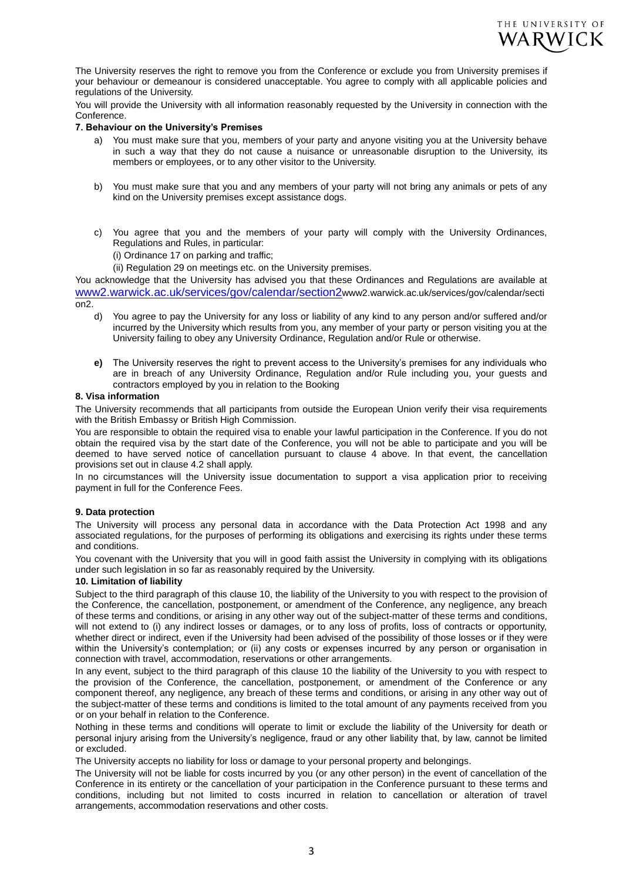The University reserves the right to remove you from the Conference or exclude you from University premises if your behaviour or demeanour is considered unacceptable. You agree to comply with all applicable policies and regulations of the University.

You will provide the University with all information reasonably requested by the University in connection with the Conference.

**7. Behaviour on the University's Premises**

a) You must make sure that you, members of your party and anyone visiting you at the University behave in such a way that they do not cause a nuisance or unreasonable disruption to the University, its members or employees, or to any other visitor to the University.

b) You must make sure that you and any members of your party will not bring any animals or pets of any kind on the University premises except assistance dogs.

c) You agree that you and the members of your party will comply with the University Ordinances, Regulations and Rules, in particular:

   (i) Ordinance 17 on parking and traffic;

   (ii) Regulation 29 on meetings etc. on the University premises.

You acknowledge that the University has advised you that these Ordinances and Regulations are available at www2.warwick.ac.uk/services/gov/calendar/section2www2.warwick.ac.uk/services/gov/calendar/section2.

d) You agree to pay the University for any loss or liability of any kind to any person and/or suffered and/or incurred by the University which results from you, any member of your party or person visiting you at the University failing to obey any University Ordinance, Regulation and/or Rule or otherwise.

**e)** The University reserves the right to prevent access to the University's premises for any individuals who are in breach of any University Ordinance, Regulation and/or Rule including you, your guests and contractors employed by you in relation to the Booking

**8. Visa information**

The University recommends that all participants from outside the European Union verify their visa requirements with the British Embassy or British High Commission.

You are responsible to obtain the required visa to enable your lawful participation in the Conference. If you do not obtain the required visa by the start date of the Conference, you will not be able to participate and you will be deemed to have served notice of cancellation pursuant to clause 4 above. In that event, the cancellation provisions set out in clause 4.2 shall apply.

In no circumstances will the University issue documentation to support a visa application prior to receiving payment in full for the Conference Fees.

**9. Data protection**

The University will process any personal data in accordance with the Data Protection Act 1998 and any associated regulations, for the purposes of performing its obligations and exercising its rights under these terms and conditions.

You covenant with the University that you will in good faith assist the University in complying with its obligations under such legislation in so far as reasonably required by the University.

**10. Limitation of liability**

Subject to the third paragraph of this clause 10, the liability of the University to you with respect to the provision of the Conference, the cancellation, postponement, or amendment of the Conference, any negligence, any breach of these terms and conditions, or arising in any other way out of the subject-matter of these terms and conditions, will not extend to (i) any indirect losses or damages, or to any loss of profits, loss of contracts or opportunity, whether direct or indirect, even if the University had been advised of the possibility of those losses or if they were within the University's contemplation; or (ii) any costs or expenses incurred by any person or organisation in connection with travel, accommodation, reservations or other arrangements.

In any event, subject to the third paragraph of this clause 10 the liability of the University to you with respect to the provision of the Conference, the cancellation, postponement, or amendment of the Conference or any component thereof, any negligence, any breach of these terms and conditions, or arising in any other way out of the subject-matter of these terms and conditions is limited to the total amount of any payments received from you or on your behalf in relation to the Conference.

Nothing in these terms and conditions will operate to limit or exclude the liability of the University for death or personal injury arising from the University's negligence, fraud or any other liability that, by law, cannot be limited or excluded.

The University accepts no liability for loss or damage to your personal property and belongings.

The University will not be liable for costs incurred by you (or any other person) in the event of cancellation of the Conference in its entirety or the cancellation of your participation in the Conference pursuant to these terms and conditions, including but not limited to costs incurred in relation to cancellation or alteration of travel arrangements, accommodation reservations and other costs.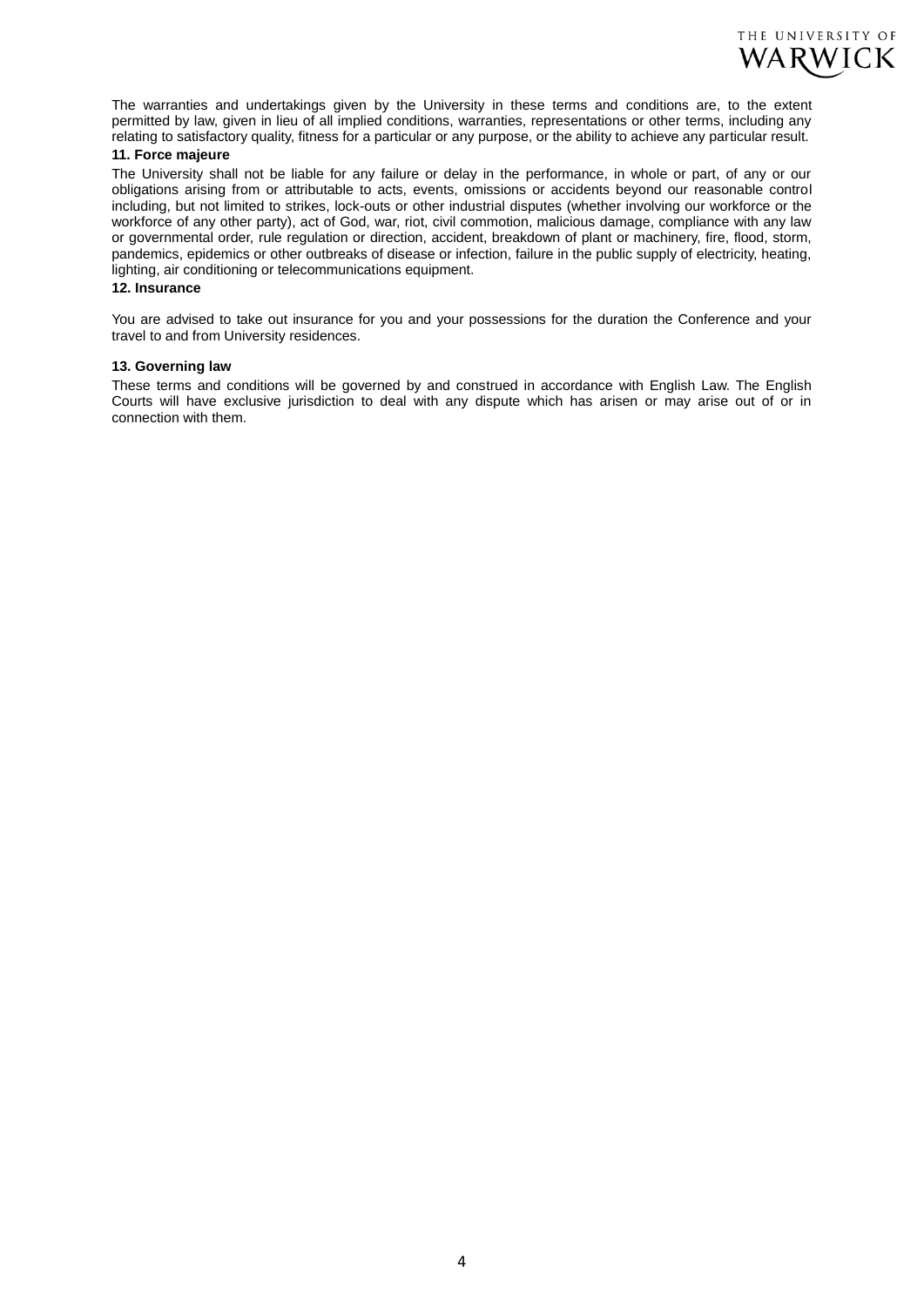The warranties and undertakings given by the University in these terms and conditions are, to the extent permitted by law, given in lieu of all implied conditions, warranties, representations or other terms, including any relating to satisfactory quality, fitness for a particular or any purpose, or the ability to achieve any particular result.

**11. Force majeure**

The University shall not be liable for any failure or delay in the performance, in whole or part, of any or our obligations arising from or attributable to acts, events, omissions or accidents beyond our reasonable control including, but not limited to strikes, lock-outs or other industrial disputes (whether involving our workforce or the workforce of any other party), act of God, war, riot, civil commotion, malicious damage, compliance with any law or governmental order, rule regulation or direction, accident, breakdown of plant or machinery, fire, flood, storm, pandemics, epidemics or other outbreaks of disease or infection, failure in the public supply of electricity, heating, lighting, air conditioning or telecommunications equipment.

**12. Insurance**

You are advised to take out insurance for you and your possessions for the duration the Conference and your travel to and from University residences.

**13. Governing law**

These terms and conditions will be governed by and construed in accordance with English Law. The English Courts will have exclusive jurisdiction to deal with any dispute which has arisen or may arise out of or in connection with them.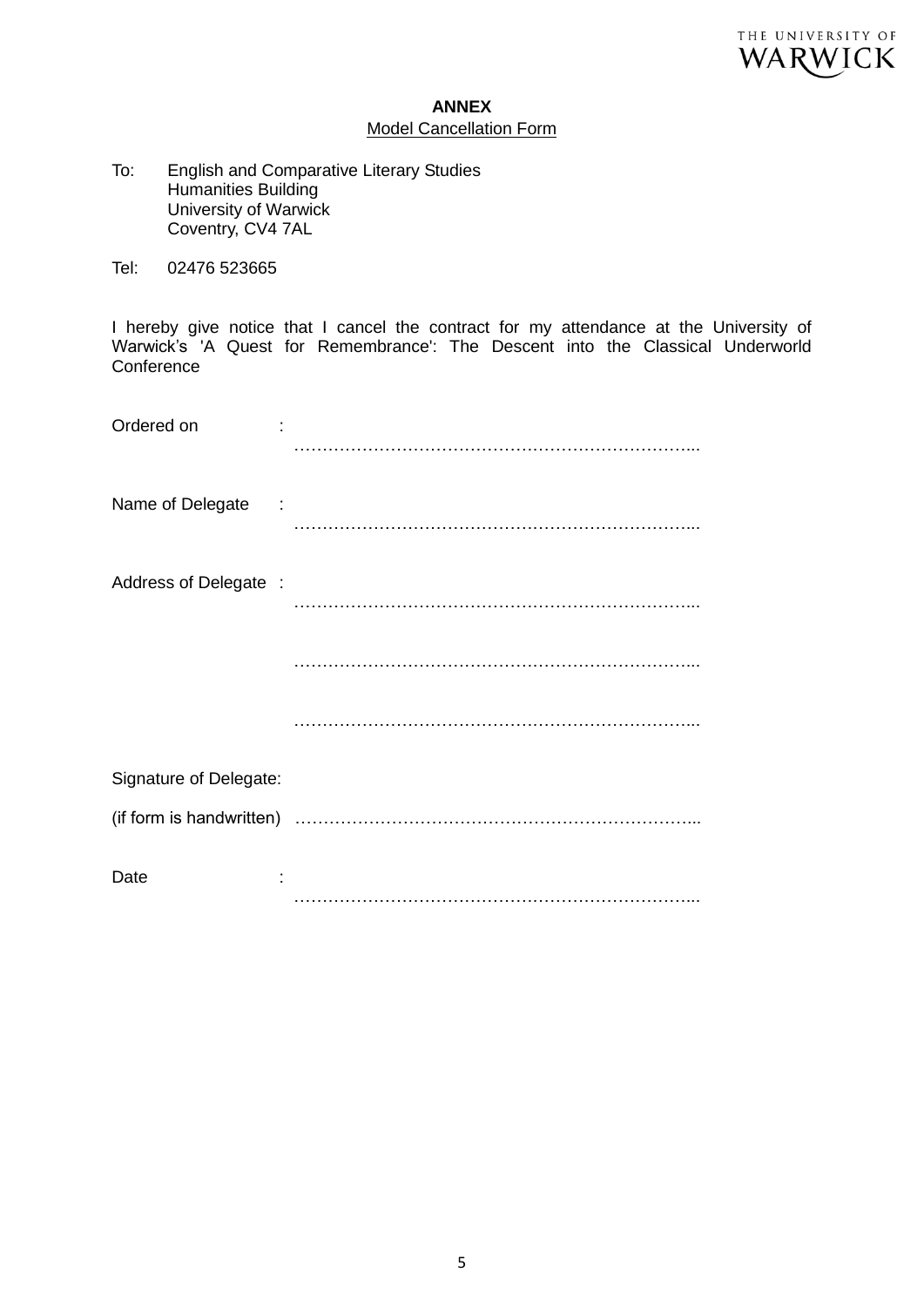**ANNEX**

Model Cancellation Form

To: English and Comparative Literary Studies
Humanities Building
University of Warwick
Coventry, CV4 7AL

Tel: 02476 523665

I hereby give notice that I cancel the contract for my attendance at the University of Warwick's 'A Quest for Remembrance': The Descent into the Classical Underworld Conference

Ordered on : ………………………………………………………………...

Name of Delegate : ………………………………………………………………...

Address of Delegate : ………………………………………………………………...

………………………………………………………………...

………………………………………………………………...

Signature of Delegate:

(if form is handwritten) ………………………………………………………………...

Date : ………………………………………………………………...